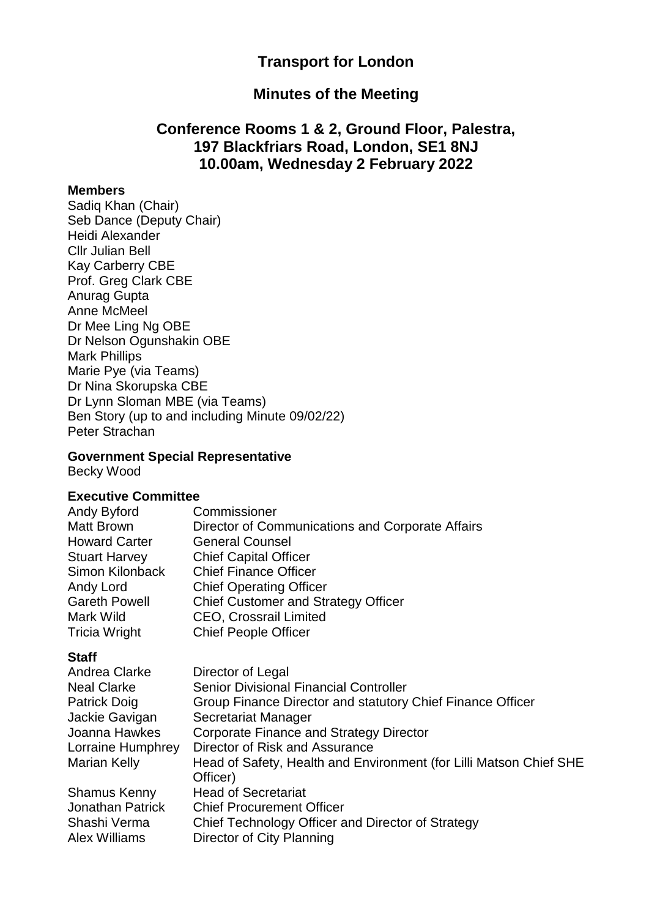# Transport for London

## Minutes of the Meeting

## Conference Rooms 1 & 2, Ground Floor, Palestra, 197 Blackfriars Road, London, SE1 8NJ 10.00am, Wednesday 2 February 2022

**Members**

Sadiq Khan (Chair)
Seb Dance (Deputy Chair)
Heidi Alexander
Cllr Julian Bell
Kay Carberry CBE
Prof. Greg Clark CBE
Anurag Gupta
Anne McMeel
Dr Mee Ling Ng OBE
Dr Nelson Ogunshakin OBE
Mark Phillips
Marie Pye (via Teams)
Dr Nina Skorupska CBE
Dr Lynn Sloman MBE (via Teams)
Ben Story (up to and including Minute 09/02/22)
Peter Strachan

**Government Special Representative**

Becky Wood

**Executive Committee**

| | |
|---|---|
| Andy Byford | Commissioner |
| Matt Brown | Director of Communications and Corporate Affairs |
| Howard Carter | General Counsel |
| Stuart Harvey | Chief Capital Officer |
| Simon Kilonback | Chief Finance Officer |
| Andy Lord | Chief Operating Officer |
| Gareth Powell | Chief Customer and Strategy Officer |
| Mark Wild | CEO, Crossrail Limited |
| Tricia Wright | Chief People Officer |

**Staff**

| | |
|---|---|
| Andrea Clarke | Director of Legal |
| Neal Clarke | Senior Divisional Financial Controller |
| Patrick Doig | Group Finance Director and statutory Chief Finance Officer |
| Jackie Gavigan | Secretariat Manager |
| Joanna Hawkes | Corporate Finance and Strategy Director |
| Lorraine Humphrey | Director of Risk and Assurance |
| Marian Kelly | Head of Safety, Health and Environment (for Lilli Matson Chief SHE Officer) |
| Shamus Kenny | Head of Secretariat |
| Jonathan Patrick | Chief Procurement Officer |
| Shashi Verma | Chief Technology Officer and Director of Strategy |
| Alex Williams | Director of City Planning |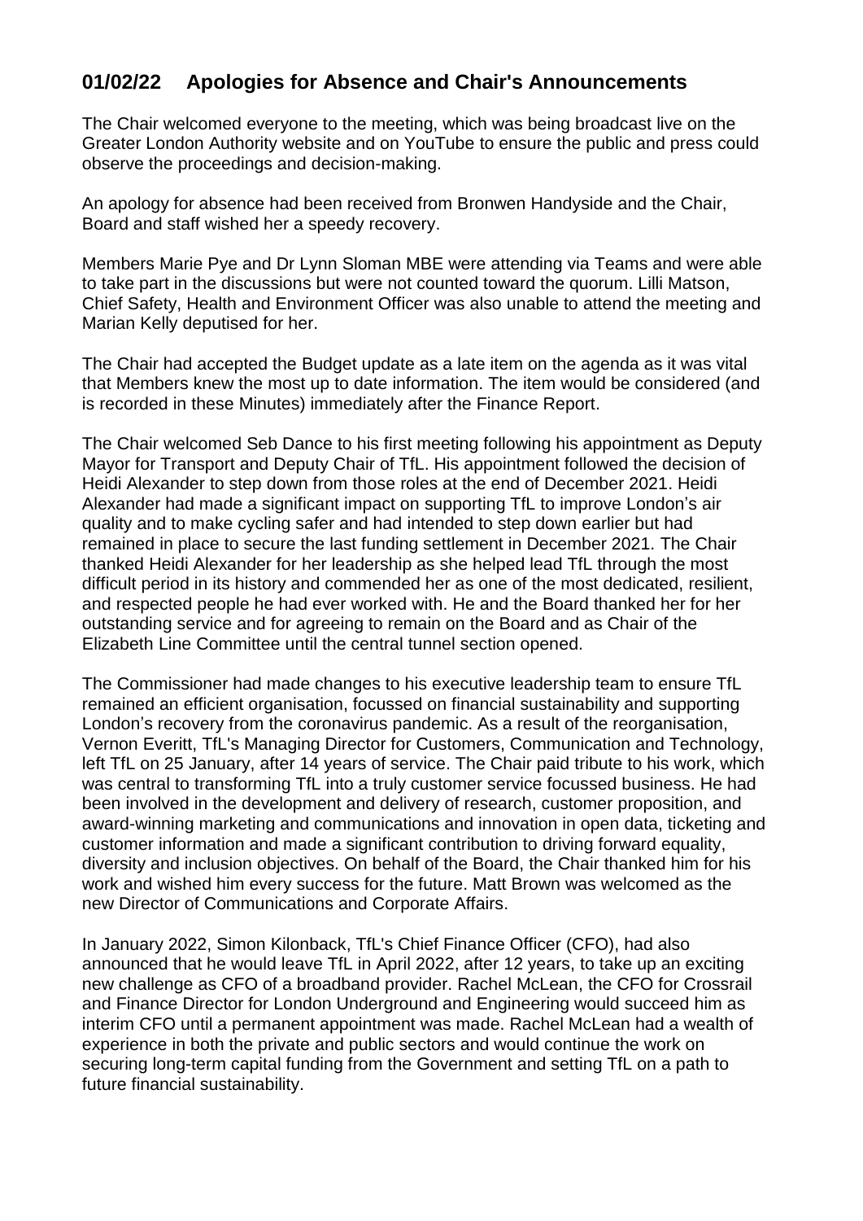## 01/02/22 Apologies for Absence and Chair's Announcements

The Chair welcomed everyone to the meeting, which was being broadcast live on the Greater London Authority website and on YouTube to ensure the public and press could observe the proceedings and decision-making.

An apology for absence had been received from Bronwen Handyside and the Chair, Board and staff wished her a speedy recovery.

Members Marie Pye and Dr Lynn Sloman MBE were attending via Teams and were able to take part in the discussions but were not counted toward the quorum. Lilli Matson, Chief Safety, Health and Environment Officer was also unable to attend the meeting and Marian Kelly deputised for her.

The Chair had accepted the Budget update as a late item on the agenda as it was vital that Members knew the most up to date information. The item would be considered (and is recorded in these Minutes) immediately after the Finance Report.

The Chair welcomed Seb Dance to his first meeting following his appointment as Deputy Mayor for Transport and Deputy Chair of TfL. His appointment followed the decision of Heidi Alexander to step down from those roles at the end of December 2021. Heidi Alexander had made a significant impact on supporting TfL to improve London's air quality and to make cycling safer and had intended to step down earlier but had remained in place to secure the last funding settlement in December 2021. The Chair thanked Heidi Alexander for her leadership as she helped lead TfL through the most difficult period in its history and commended her as one of the most dedicated, resilient, and respected people he had ever worked with. He and the Board thanked her for her outstanding service and for agreeing to remain on the Board and as Chair of the Elizabeth Line Committee until the central tunnel section opened.

The Commissioner had made changes to his executive leadership team to ensure TfL remained an efficient organisation, focussed on financial sustainability and supporting London's recovery from the coronavirus pandemic. As a result of the reorganisation, Vernon Everitt, TfL's Managing Director for Customers, Communication and Technology, left TfL on 25 January, after 14 years of service. The Chair paid tribute to his work, which was central to transforming TfL into a truly customer service focussed business. He had been involved in the development and delivery of research, customer proposition, and award-winning marketing and communications and innovation in open data, ticketing and customer information and made a significant contribution to driving forward equality, diversity and inclusion objectives. On behalf of the Board, the Chair thanked him for his work and wished him every success for the future. Matt Brown was welcomed as the new Director of Communications and Corporate Affairs.

In January 2022, Simon Kilonback, TfL's Chief Finance Officer (CFO), had also announced that he would leave TfL in April 2022, after 12 years, to take up an exciting new challenge as CFO of a broadband provider. Rachel McLean, the CFO for Crossrail and Finance Director for London Underground and Engineering would succeed him as interim CFO until a permanent appointment was made. Rachel McLean had a wealth of experience in both the private and public sectors and would continue the work on securing long-term capital funding from the Government and setting TfL on a path to future financial sustainability.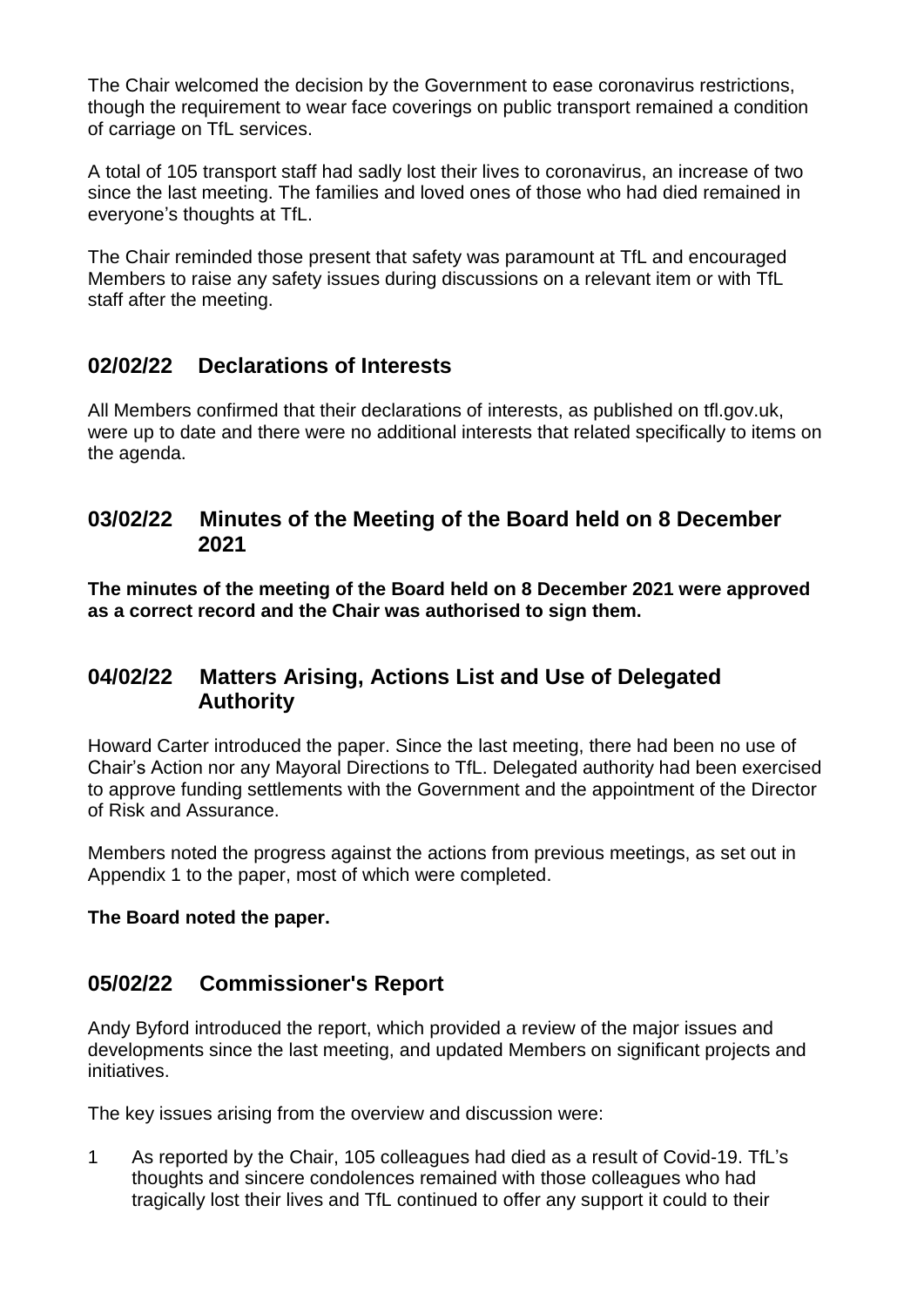The Chair welcomed the decision by the Government to ease coronavirus restrictions, though the requirement to wear face coverings on public transport remained a condition of carriage on TfL services.

A total of 105 transport staff had sadly lost their lives to coronavirus, an increase of two since the last meeting. The families and loved ones of those who had died remained in everyone's thoughts at TfL.

The Chair reminded those present that safety was paramount at TfL and encouraged Members to raise any safety issues during discussions on a relevant item or with TfL staff after the meeting.

## 02/02/22 Declarations of Interests

All Members confirmed that their declarations of interests, as published on tfl.gov.uk, were up to date and there were no additional interests that related specifically to items on the agenda.

## 03/02/22 Minutes of the Meeting of the Board held on 8 December 2021

**The minutes of the meeting of the Board held on 8 December 2021 were approved as a correct record and the Chair was authorised to sign them.**

## 04/02/22 Matters Arising, Actions List and Use of Delegated Authority

Howard Carter introduced the paper. Since the last meeting, there had been no use of Chair's Action nor any Mayoral Directions to TfL. Delegated authority had been exercised to approve funding settlements with the Government and the appointment of the Director of Risk and Assurance.

Members noted the progress against the actions from previous meetings, as set out in Appendix 1 to the paper, most of which were completed.

**The Board noted the paper.**

## 05/02/22 Commissioner's Report

Andy Byford introduced the report, which provided a review of the major issues and developments since the last meeting, and updated Members on significant projects and initiatives.

The key issues arising from the overview and discussion were:

1 As reported by the Chair, 105 colleagues had died as a result of Covid-19. TfL's thoughts and sincere condolences remained with those colleagues who had tragically lost their lives and TfL continued to offer any support it could to their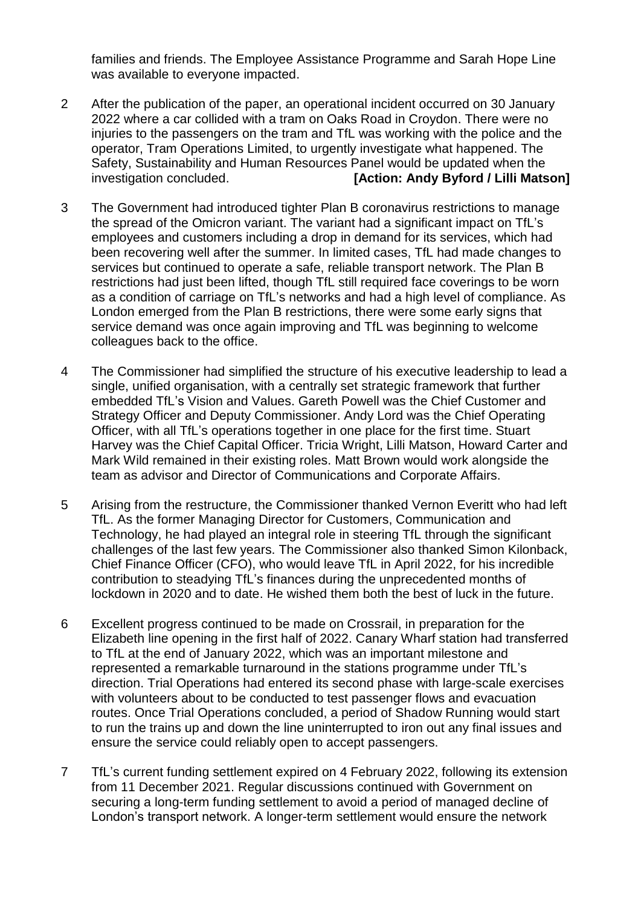families and friends. The Employee Assistance Programme and Sarah Hope Line was available to everyone impacted.

2 After the publication of the paper, an operational incident occurred on 30 January 2022 where a car collided with a tram on Oaks Road in Croydon. There were no injuries to the passengers on the tram and TfL was working with the police and the operator, Tram Operations Limited, to urgently investigate what happened. The Safety, Sustainability and Human Resources Panel would be updated when the investigation concluded. **[Action: Andy Byford / Lilli Matson]**

3 The Government had introduced tighter Plan B coronavirus restrictions to manage the spread of the Omicron variant. The variant had a significant impact on TfL's employees and customers including a drop in demand for its services, which had been recovering well after the summer. In limited cases, TfL had made changes to services but continued to operate a safe, reliable transport network. The Plan B restrictions had just been lifted, though TfL still required face coverings to be worn as a condition of carriage on TfL's networks and had a high level of compliance. As London emerged from the Plan B restrictions, there were some early signs that service demand was once again improving and TfL was beginning to welcome colleagues back to the office.

4 The Commissioner had simplified the structure of his executive leadership to lead a single, unified organisation, with a centrally set strategic framework that further embedded TfL's Vision and Values. Gareth Powell was the Chief Customer and Strategy Officer and Deputy Commissioner. Andy Lord was the Chief Operating Officer, with all TfL's operations together in one place for the first time. Stuart Harvey was the Chief Capital Officer. Tricia Wright, Lilli Matson, Howard Carter and Mark Wild remained in their existing roles. Matt Brown would work alongside the team as advisor and Director of Communications and Corporate Affairs.

5 Arising from the restructure, the Commissioner thanked Vernon Everitt who had left TfL. As the former Managing Director for Customers, Communication and Technology, he had played an integral role in steering TfL through the significant challenges of the last few years. The Commissioner also thanked Simon Kilonback, Chief Finance Officer (CFO), who would leave TfL in April 2022, for his incredible contribution to steadying TfL's finances during the unprecedented months of lockdown in 2020 and to date. He wished them both the best of luck in the future.

6 Excellent progress continued to be made on Crossrail, in preparation for the Elizabeth line opening in the first half of 2022. Canary Wharf station had transferred to TfL at the end of January 2022, which was an important milestone and represented a remarkable turnaround in the stations programme under TfL's direction. Trial Operations had entered its second phase with large-scale exercises with volunteers about to be conducted to test passenger flows and evacuation routes. Once Trial Operations concluded, a period of Shadow Running would start to run the trains up and down the line uninterrupted to iron out any final issues and ensure the service could reliably open to accept passengers.

7 TfL's current funding settlement expired on 4 February 2022, following its extension from 11 December 2021. Regular discussions continued with Government on securing a long-term funding settlement to avoid a period of managed decline of London's transport network. A longer-term settlement would ensure the network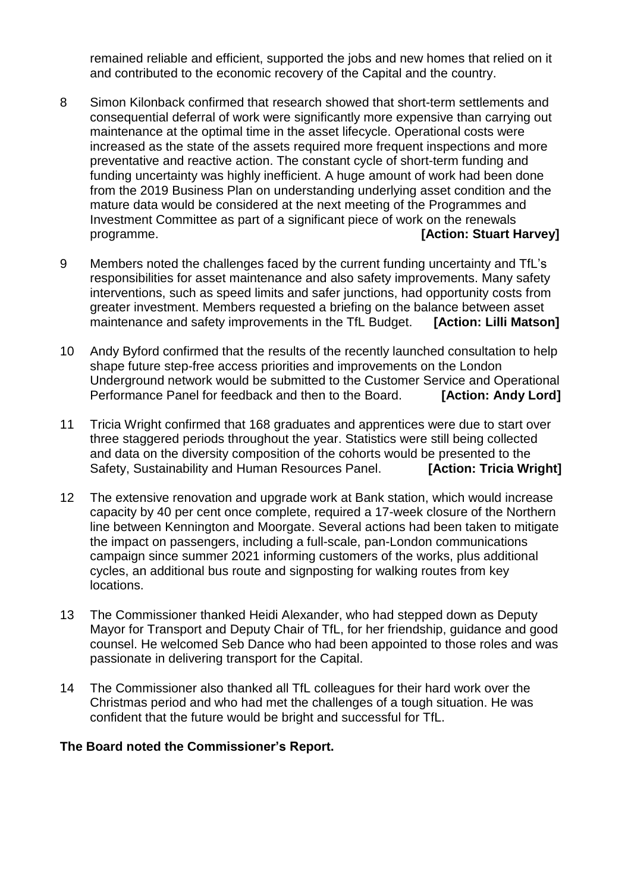remained reliable and efficient, supported the jobs and new homes that relied on it and contributed to the economic recovery of the Capital and the country.

8 Simon Kilonback confirmed that research showed that short-term settlements and consequential deferral of work were significantly more expensive than carrying out maintenance at the optimal time in the asset lifecycle. Operational costs were increased as the state of the assets required more frequent inspections and more preventative and reactive action. The constant cycle of short-term funding and funding uncertainty was highly inefficient. A huge amount of work had been done from the 2019 Business Plan on understanding underlying asset condition and the mature data would be considered at the next meeting of the Programmes and Investment Committee as part of a significant piece of work on the renewals programme. **[Action: Stuart Harvey]**

9 Members noted the challenges faced by the current funding uncertainty and TfL's responsibilities for asset maintenance and also safety improvements. Many safety interventions, such as speed limits and safer junctions, had opportunity costs from greater investment. Members requested a briefing on the balance between asset maintenance and safety improvements in the TfL Budget. **[Action: Lilli Matson]**

10 Andy Byford confirmed that the results of the recently launched consultation to help shape future step-free access priorities and improvements on the London Underground network would be submitted to the Customer Service and Operational Performance Panel for feedback and then to the Board. **[Action: Andy Lord]**

11 Tricia Wright confirmed that 168 graduates and apprentices were due to start over three staggered periods throughout the year. Statistics were still being collected and data on the diversity composition of the cohorts would be presented to the Safety, Sustainability and Human Resources Panel. **[Action: Tricia Wright]**

12 The extensive renovation and upgrade work at Bank station, which would increase capacity by 40 per cent once complete, required a 17-week closure of the Northern line between Kennington and Moorgate. Several actions had been taken to mitigate the impact on passengers, including a full-scale, pan-London communications campaign since summer 2021 informing customers of the works, plus additional cycles, an additional bus route and signposting for walking routes from key locations.

13 The Commissioner thanked Heidi Alexander, who had stepped down as Deputy Mayor for Transport and Deputy Chair of TfL, for her friendship, guidance and good counsel. He welcomed Seb Dance who had been appointed to those roles and was passionate in delivering transport for the Capital.

14 The Commissioner also thanked all TfL colleagues for their hard work over the Christmas period and who had met the challenges of a tough situation. He was confident that the future would be bright and successful for TfL.

**The Board noted the Commissioner's Report.**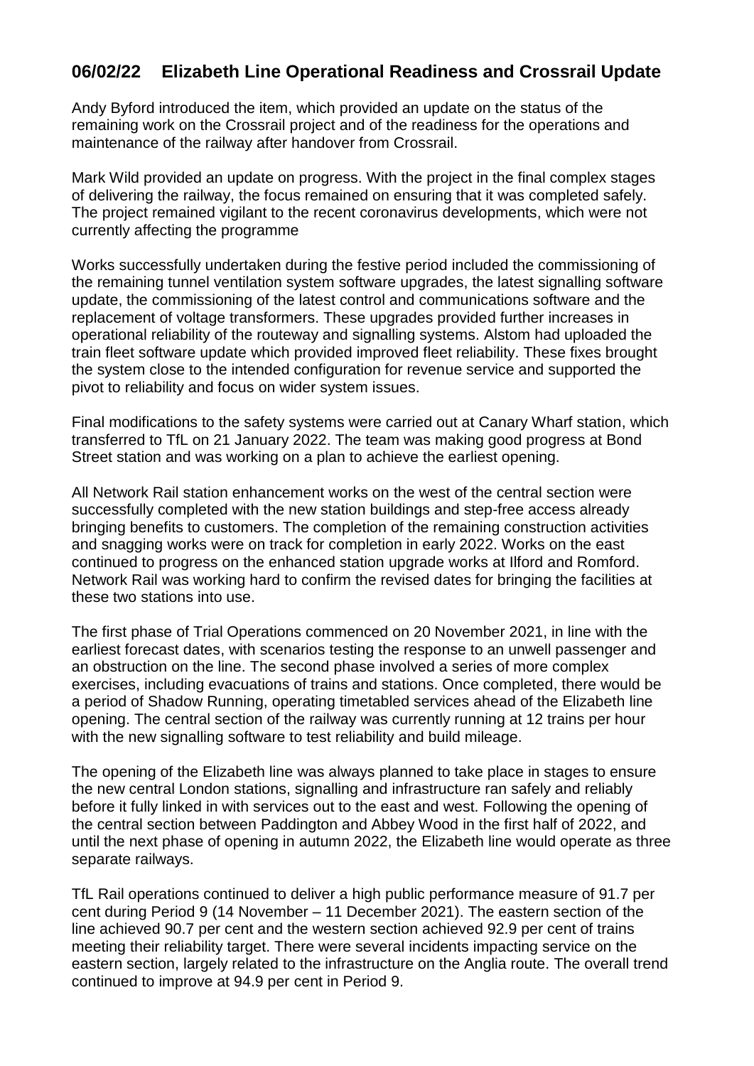## 06/02/22 Elizabeth Line Operational Readiness and Crossrail Update

Andy Byford introduced the item, which provided an update on the status of the remaining work on the Crossrail project and of the readiness for the operations and maintenance of the railway after handover from Crossrail.

Mark Wild provided an update on progress. With the project in the final complex stages of delivering the railway, the focus remained on ensuring that it was completed safely. The project remained vigilant to the recent coronavirus developments, which were not currently affecting the programme

Works successfully undertaken during the festive period included the commissioning of the remaining tunnel ventilation system software upgrades, the latest signalling software update, the commissioning of the latest control and communications software and the replacement of voltage transformers. These upgrades provided further increases in operational reliability of the routeway and signalling systems. Alstom had uploaded the train fleet software update which provided improved fleet reliability. These fixes brought the system close to the intended configuration for revenue service and supported the pivot to reliability and focus on wider system issues.

Final modifications to the safety systems were carried out at Canary Wharf station, which transferred to TfL on 21 January 2022. The team was making good progress at Bond Street station and was working on a plan to achieve the earliest opening.

All Network Rail station enhancement works on the west of the central section were successfully completed with the new station buildings and step-free access already bringing benefits to customers. The completion of the remaining construction activities and snagging works were on track for completion in early 2022. Works on the east continued to progress on the enhanced station upgrade works at Ilford and Romford. Network Rail was working hard to confirm the revised dates for bringing the facilities at these two stations into use.

The first phase of Trial Operations commenced on 20 November 2021, in line with the earliest forecast dates, with scenarios testing the response to an unwell passenger and an obstruction on the line. The second phase involved a series of more complex exercises, including evacuations of trains and stations. Once completed, there would be a period of Shadow Running, operating timetabled services ahead of the Elizabeth line opening. The central section of the railway was currently running at 12 trains per hour with the new signalling software to test reliability and build mileage.

The opening of the Elizabeth line was always planned to take place in stages to ensure the new central London stations, signalling and infrastructure ran safely and reliably before it fully linked in with services out to the east and west. Following the opening of the central section between Paddington and Abbey Wood in the first half of 2022, and until the next phase of opening in autumn 2022, the Elizabeth line would operate as three separate railways.

TfL Rail operations continued to deliver a high public performance measure of 91.7 per cent during Period 9 (14 November – 11 December 2021). The eastern section of the line achieved 90.7 per cent and the western section achieved 92.9 per cent of trains meeting their reliability target. There were several incidents impacting service on the eastern section, largely related to the infrastructure on the Anglia route. The overall trend continued to improve at 94.9 per cent in Period 9.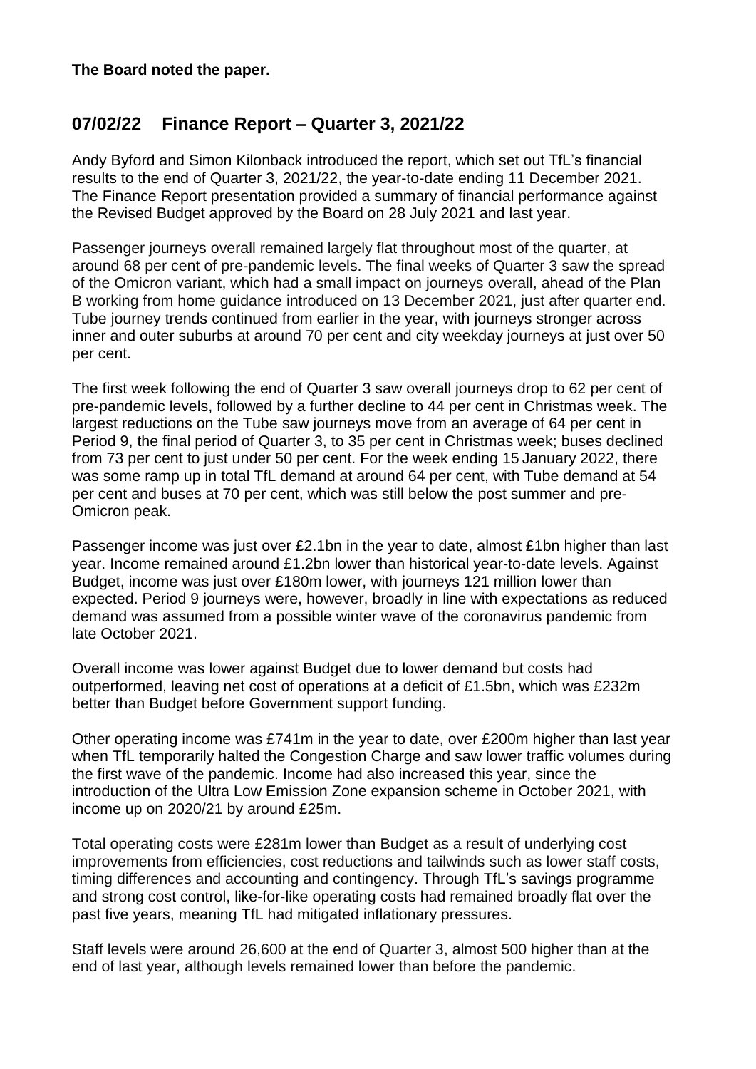**The Board noted the paper.**

## 07/02/22 Finance Report – Quarter 3, 2021/22

Andy Byford and Simon Kilonback introduced the report, which set out TfL's financial results to the end of Quarter 3, 2021/22, the year-to-date ending 11 December 2021. The Finance Report presentation provided a summary of financial performance against the Revised Budget approved by the Board on 28 July 2021 and last year.

Passenger journeys overall remained largely flat throughout most of the quarter, at around 68 per cent of pre-pandemic levels. The final weeks of Quarter 3 saw the spread of the Omicron variant, which had a small impact on journeys overall, ahead of the Plan B working from home guidance introduced on 13 December 2021, just after quarter end. Tube journey trends continued from earlier in the year, with journeys stronger across inner and outer suburbs at around 70 per cent and city weekday journeys at just over 50 per cent.

The first week following the end of Quarter 3 saw overall journeys drop to 62 per cent of pre-pandemic levels, followed by a further decline to 44 per cent in Christmas week. The largest reductions on the Tube saw journeys move from an average of 64 per cent in Period 9, the final period of Quarter 3, to 35 per cent in Christmas week; buses declined from 73 per cent to just under 50 per cent. For the week ending 15 January 2022, there was some ramp up in total TfL demand at around 64 per cent, with Tube demand at 54 per cent and buses at 70 per cent, which was still below the post summer and pre-Omicron peak.

Passenger income was just over £2.1bn in the year to date, almost £1bn higher than last year. Income remained around £1.2bn lower than historical year-to-date levels. Against Budget, income was just over £180m lower, with journeys 121 million lower than expected. Period 9 journeys were, however, broadly in line with expectations as reduced demand was assumed from a possible winter wave of the coronavirus pandemic from late October 2021.

Overall income was lower against Budget due to lower demand but costs had outperformed, leaving net cost of operations at a deficit of £1.5bn, which was £232m better than Budget before Government support funding.

Other operating income was £741m in the year to date, over £200m higher than last year when TfL temporarily halted the Congestion Charge and saw lower traffic volumes during the first wave of the pandemic. Income had also increased this year, since the introduction of the Ultra Low Emission Zone expansion scheme in October 2021, with income up on 2020/21 by around £25m.

Total operating costs were £281m lower than Budget as a result of underlying cost improvements from efficiencies, cost reductions and tailwinds such as lower staff costs, timing differences and accounting and contingency. Through TfL's savings programme and strong cost control, like-for-like operating costs had remained broadly flat over the past five years, meaning TfL had mitigated inflationary pressures.

Staff levels were around 26,600 at the end of Quarter 3, almost 500 higher than at the end of last year, although levels remained lower than before the pandemic.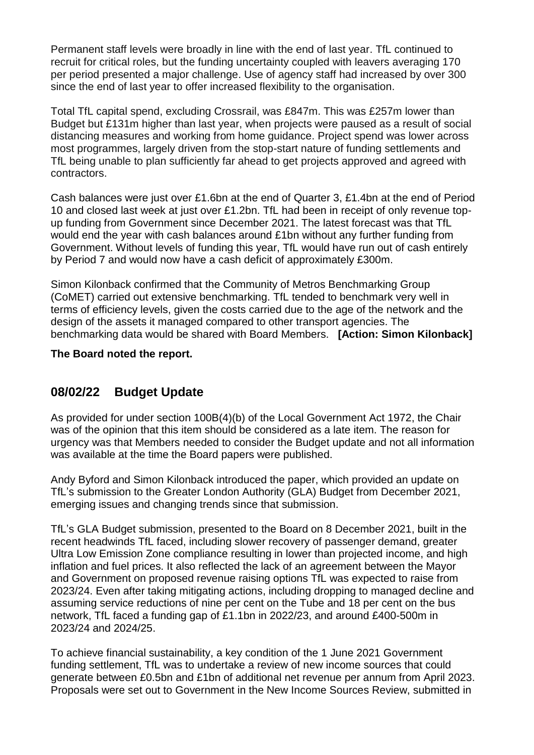Permanent staff levels were broadly in line with the end of last year. TfL continued to recruit for critical roles, but the funding uncertainty coupled with leavers averaging 170 per period presented a major challenge. Use of agency staff had increased by over 300 since the end of last year to offer increased flexibility to the organisation.

Total TfL capital spend, excluding Crossrail, was £847m. This was £257m lower than Budget but £131m higher than last year, when projects were paused as a result of social distancing measures and working from home guidance. Project spend was lower across most programmes, largely driven from the stop-start nature of funding settlements and TfL being unable to plan sufficiently far ahead to get projects approved and agreed with contractors.

Cash balances were just over £1.6bn at the end of Quarter 3, £1.4bn at the end of Period 10 and closed last week at just over £1.2bn. TfL had been in receipt of only revenue top-up funding from Government since December 2021. The latest forecast was that TfL would end the year with cash balances around £1bn without any further funding from Government. Without levels of funding this year, TfL would have run out of cash entirely by Period 7 and would now have a cash deficit of approximately £300m.

Simon Kilonback confirmed that the Community of Metros Benchmarking Group (CoMET) carried out extensive benchmarking. TfL tended to benchmark very well in terms of efficiency levels, given the costs carried due to the age of the network and the design of the assets it managed compared to other transport agencies. The benchmarking data would be shared with Board Members. **[Action: Simon Kilonback]**

**The Board noted the report.**

## 08/02/22 Budget Update

As provided for under section 100B(4)(b) of the Local Government Act 1972, the Chair was of the opinion that this item should be considered as a late item. The reason for urgency was that Members needed to consider the Budget update and not all information was available at the time the Board papers were published.

Andy Byford and Simon Kilonback introduced the paper, which provided an update on TfL's submission to the Greater London Authority (GLA) Budget from December 2021, emerging issues and changing trends since that submission.

TfL's GLA Budget submission, presented to the Board on 8 December 2021, built in the recent headwinds TfL faced, including slower recovery of passenger demand, greater Ultra Low Emission Zone compliance resulting in lower than projected income, and high inflation and fuel prices. It also reflected the lack of an agreement between the Mayor and Government on proposed revenue raising options TfL was expected to raise from 2023/24. Even after taking mitigating actions, including dropping to managed decline and assuming service reductions of nine per cent on the Tube and 18 per cent on the bus network, TfL faced a funding gap of £1.1bn in 2022/23, and around £400-500m in 2023/24 and 2024/25.

To achieve financial sustainability, a key condition of the 1 June 2021 Government funding settlement, TfL was to undertake a review of new income sources that could generate between £0.5bn and £1bn of additional net revenue per annum from April 2023. Proposals were set out to Government in the New Income Sources Review, submitted in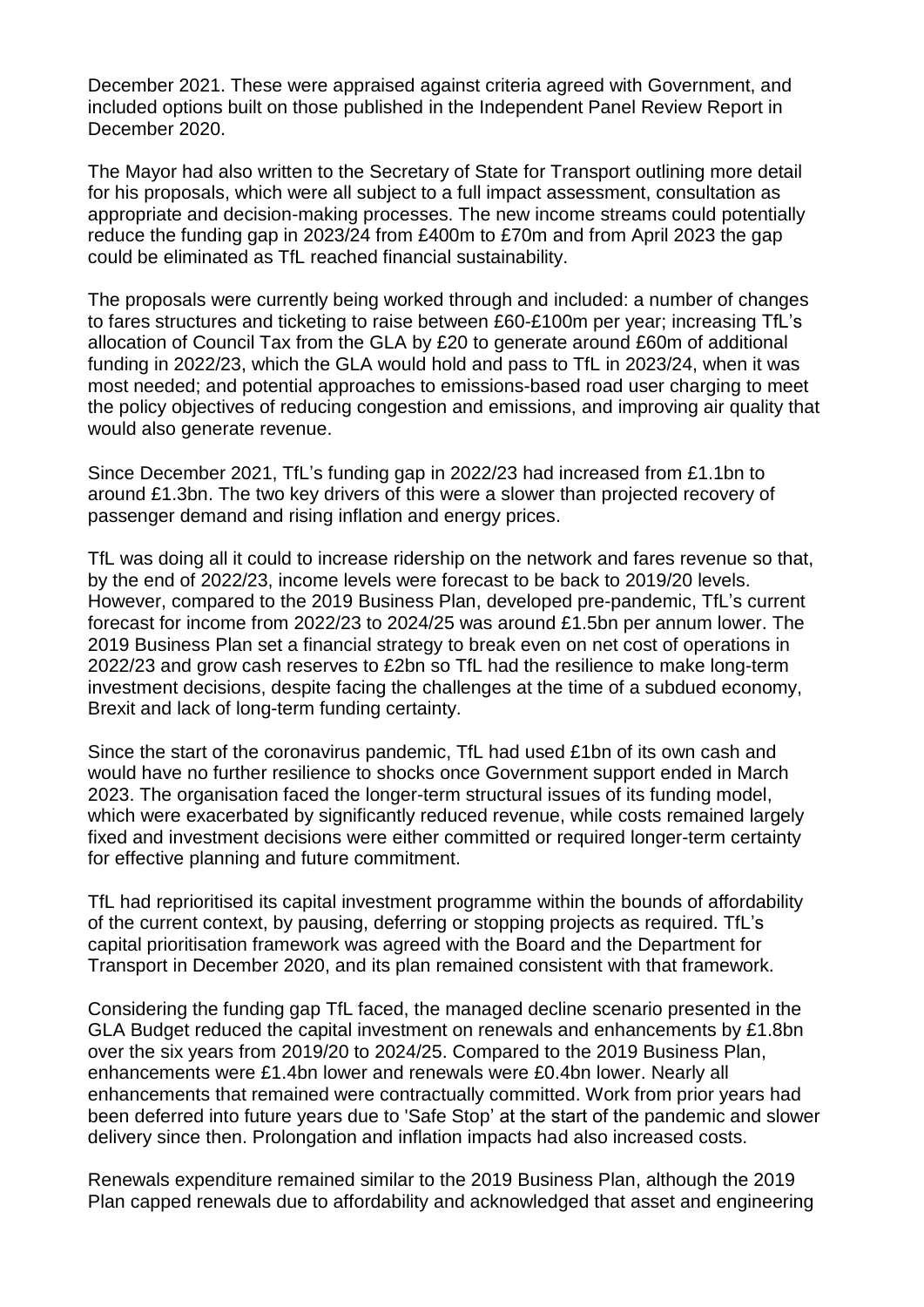December 2021. These were appraised against criteria agreed with Government, and included options built on those published in the Independent Panel Review Report in December 2020.

The Mayor had also written to the Secretary of State for Transport outlining more detail for his proposals, which were all subject to a full impact assessment, consultation as appropriate and decision-making processes. The new income streams could potentially reduce the funding gap in 2023/24 from £400m to £70m and from April 2023 the gap could be eliminated as TfL reached financial sustainability.

The proposals were currently being worked through and included: a number of changes to fares structures and ticketing to raise between £60-£100m per year; increasing TfL's allocation of Council Tax from the GLA by £20 to generate around £60m of additional funding in 2022/23, which the GLA would hold and pass to TfL in 2023/24, when it was most needed; and potential approaches to emissions-based road user charging to meet the policy objectives of reducing congestion and emissions, and improving air quality that would also generate revenue.

Since December 2021, TfL's funding gap in 2022/23 had increased from £1.1bn to around £1.3bn. The two key drivers of this were a slower than projected recovery of passenger demand and rising inflation and energy prices.

TfL was doing all it could to increase ridership on the network and fares revenue so that, by the end of 2022/23, income levels were forecast to be back to 2019/20 levels. However, compared to the 2019 Business Plan, developed pre-pandemic, TfL's current forecast for income from 2022/23 to 2024/25 was around £1.5bn per annum lower. The 2019 Business Plan set a financial strategy to break even on net cost of operations in 2022/23 and grow cash reserves to £2bn so TfL had the resilience to make long-term investment decisions, despite facing the challenges at the time of a subdued economy, Brexit and lack of long-term funding certainty.

Since the start of the coronavirus pandemic, TfL had used £1bn of its own cash and would have no further resilience to shocks once Government support ended in March 2023. The organisation faced the longer-term structural issues of its funding model, which were exacerbated by significantly reduced revenue, while costs remained largely fixed and investment decisions were either committed or required longer-term certainty for effective planning and future commitment.

TfL had reprioritised its capital investment programme within the bounds of affordability of the current context, by pausing, deferring or stopping projects as required. TfL's capital prioritisation framework was agreed with the Board and the Department for Transport in December 2020, and its plan remained consistent with that framework.

Considering the funding gap TfL faced, the managed decline scenario presented in the GLA Budget reduced the capital investment on renewals and enhancements by £1.8bn over the six years from 2019/20 to 2024/25. Compared to the 2019 Business Plan, enhancements were £1.4bn lower and renewals were £0.4bn lower. Nearly all enhancements that remained were contractually committed. Work from prior years had been deferred into future years due to 'Safe Stop' at the start of the pandemic and slower delivery since then. Prolongation and inflation impacts had also increased costs.

Renewals expenditure remained similar to the 2019 Business Plan, although the 2019 Plan capped renewals due to affordability and acknowledged that asset and engineering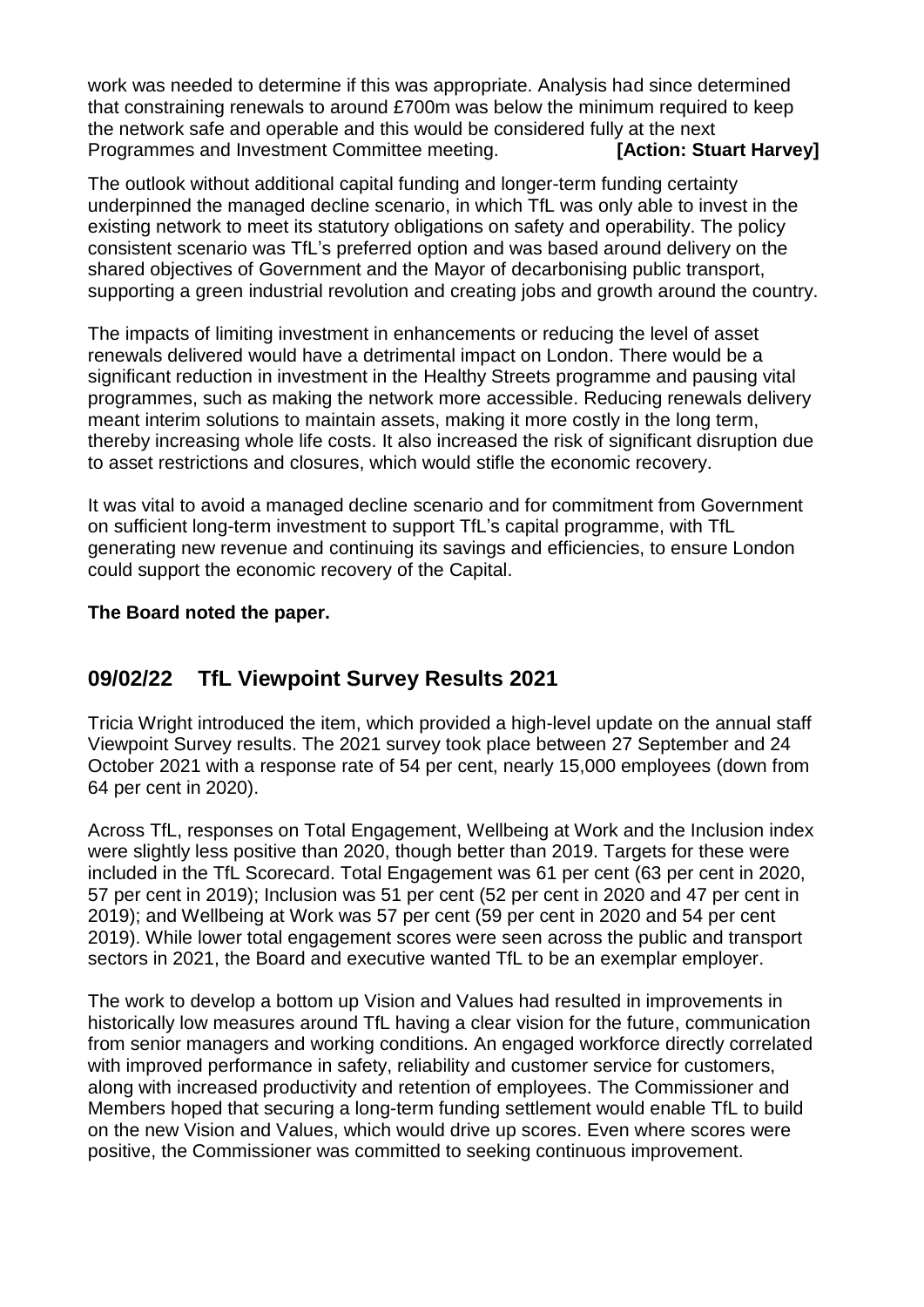work was needed to determine if this was appropriate. Analysis had since determined that constraining renewals to around £700m was below the minimum required to keep the network safe and operable and this would be considered fully at the next Programmes and Investment Committee meeting. **[Action: Stuart Harvey]**

The outlook without additional capital funding and longer-term funding certainty underpinned the managed decline scenario, in which TfL was only able to invest in the existing network to meet its statutory obligations on safety and operability. The policy consistent scenario was TfL's preferred option and was based around delivery on the shared objectives of Government and the Mayor of decarbonising public transport, supporting a green industrial revolution and creating jobs and growth around the country.

The impacts of limiting investment in enhancements or reducing the level of asset renewals delivered would have a detrimental impact on London. There would be a significant reduction in investment in the Healthy Streets programme and pausing vital programmes, such as making the network more accessible. Reducing renewals delivery meant interim solutions to maintain assets, making it more costly in the long term, thereby increasing whole life costs. It also increased the risk of significant disruption due to asset restrictions and closures, which would stifle the economic recovery.

It was vital to avoid a managed decline scenario and for commitment from Government on sufficient long-term investment to support TfL's capital programme, with TfL generating new revenue and continuing its savings and efficiencies, to ensure London could support the economic recovery of the Capital.

**The Board noted the paper.**

## 09/02/22 TfL Viewpoint Survey Results 2021

Tricia Wright introduced the item, which provided a high-level update on the annual staff Viewpoint Survey results. The 2021 survey took place between 27 September and 24 October 2021 with a response rate of 54 per cent, nearly 15,000 employees (down from 64 per cent in 2020).

Across TfL, responses on Total Engagement, Wellbeing at Work and the Inclusion index were slightly less positive than 2020, though better than 2019. Targets for these were included in the TfL Scorecard. Total Engagement was 61 per cent (63 per cent in 2020, 57 per cent in 2019); Inclusion was 51 per cent (52 per cent in 2020 and 47 per cent in 2019); and Wellbeing at Work was 57 per cent (59 per cent in 2020 and 54 per cent 2019). While lower total engagement scores were seen across the public and transport sectors in 2021, the Board and executive wanted TfL to be an exemplar employer.

The work to develop a bottom up Vision and Values had resulted in improvements in historically low measures around TfL having a clear vision for the future, communication from senior managers and working conditions. An engaged workforce directly correlated with improved performance in safety, reliability and customer service for customers, along with increased productivity and retention of employees. The Commissioner and Members hoped that securing a long-term funding settlement would enable TfL to build on the new Vision and Values, which would drive up scores. Even where scores were positive, the Commissioner was committed to seeking continuous improvement.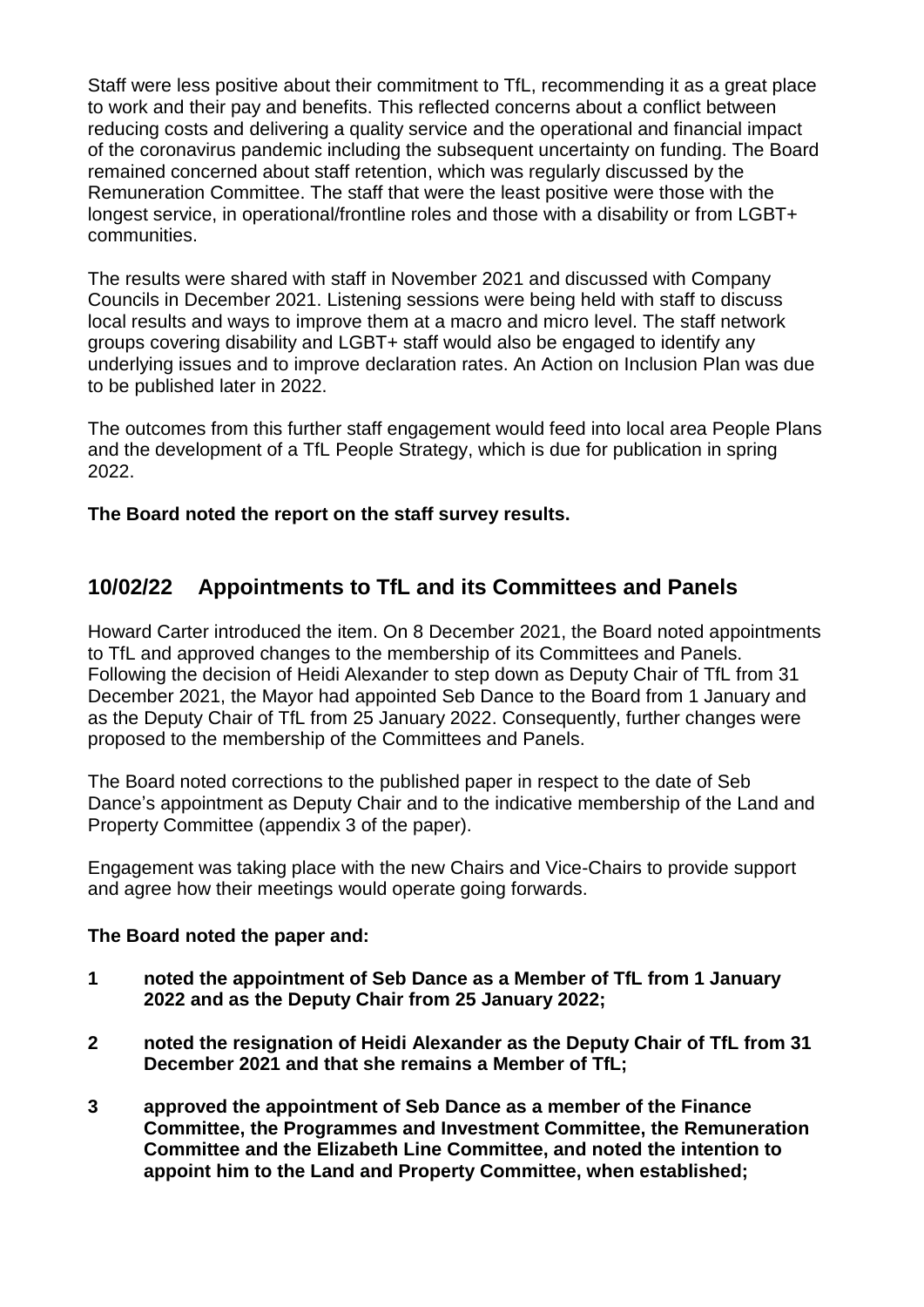Staff were less positive about their commitment to TfL, recommending it as a great place to work and their pay and benefits. This reflected concerns about a conflict between reducing costs and delivering a quality service and the operational and financial impact of the coronavirus pandemic including the subsequent uncertainty on funding. The Board remained concerned about staff retention, which was regularly discussed by the Remuneration Committee. The staff that were the least positive were those with the longest service, in operational/frontline roles and those with a disability or from LGBT+ communities.

The results were shared with staff in November 2021 and discussed with Company Councils in December 2021. Listening sessions were being held with staff to discuss local results and ways to improve them at a macro and micro level. The staff network groups covering disability and LGBT+ staff would also be engaged to identify any underlying issues and to improve declaration rates. An Action on Inclusion Plan was due to be published later in 2022.

The outcomes from this further staff engagement would feed into local area People Plans and the development of a TfL People Strategy, which is due for publication in spring 2022.

**The Board noted the report on the staff survey results.**

## 10/02/22 Appointments to TfL and its Committees and Panels

Howard Carter introduced the item. On 8 December 2021, the Board noted appointments to TfL and approved changes to the membership of its Committees and Panels. Following the decision of Heidi Alexander to step down as Deputy Chair of TfL from 31 December 2021, the Mayor had appointed Seb Dance to the Board from 1 January and as the Deputy Chair of TfL from 25 January 2022. Consequently, further changes were proposed to the membership of the Committees and Panels.

The Board noted corrections to the published paper in respect to the date of Seb Dance's appointment as Deputy Chair and to the indicative membership of the Land and Property Committee (appendix 3 of the paper).

Engagement was taking place with the new Chairs and Vice-Chairs to provide support and agree how their meetings would operate going forwards.

**The Board noted the paper and:**

**1 noted the appointment of Seb Dance as a Member of TfL from 1 January 2022 and as the Deputy Chair from 25 January 2022;**

**2 noted the resignation of Heidi Alexander as the Deputy Chair of TfL from 31 December 2021 and that she remains a Member of TfL;**

**3 approved the appointment of Seb Dance as a member of the Finance Committee, the Programmes and Investment Committee, the Remuneration Committee and the Elizabeth Line Committee, and noted the intention to appoint him to the Land and Property Committee, when established;**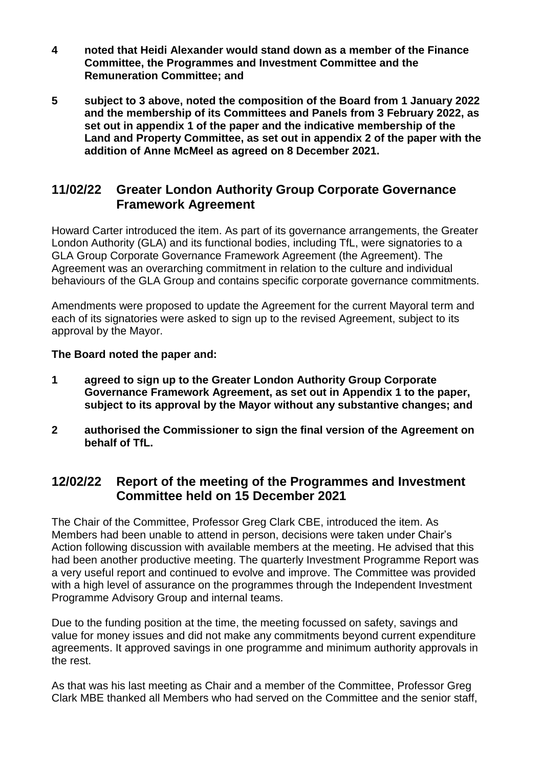**4 noted that Heidi Alexander would stand down as a member of the Finance Committee, the Programmes and Investment Committee and the Remuneration Committee; and**

**5 subject to 3 above, noted the composition of the Board from 1 January 2022 and the membership of its Committees and Panels from 3 February 2022, as set out in appendix 1 of the paper and the indicative membership of the Land and Property Committee, as set out in appendix 2 of the paper with the addition of Anne McMeel as agreed on 8 December 2021.**

## 11/02/22 Greater London Authority Group Corporate Governance Framework Agreement

Howard Carter introduced the item. As part of its governance arrangements, the Greater London Authority (GLA) and its functional bodies, including TfL, were signatories to a GLA Group Corporate Governance Framework Agreement (the Agreement). The Agreement was an overarching commitment in relation to the culture and individual behaviours of the GLA Group and contains specific corporate governance commitments.

Amendments were proposed to update the Agreement for the current Mayoral term and each of its signatories were asked to sign up to the revised Agreement, subject to its approval by the Mayor.

**The Board noted the paper and:**

**1 agreed to sign up to the Greater London Authority Group Corporate Governance Framework Agreement, as set out in Appendix 1 to the paper, subject to its approval by the Mayor without any substantive changes; and**

**2 authorised the Commissioner to sign the final version of the Agreement on behalf of TfL.**

## 12/02/22 Report of the meeting of the Programmes and Investment Committee held on 15 December 2021

The Chair of the Committee, Professor Greg Clark CBE, introduced the item. As Members had been unable to attend in person, decisions were taken under Chair's Action following discussion with available members at the meeting. He advised that this had been another productive meeting. The quarterly Investment Programme Report was a very useful report and continued to evolve and improve. The Committee was provided with a high level of assurance on the programmes through the Independent Investment Programme Advisory Group and internal teams.

Due to the funding position at the time, the meeting focussed on safety, savings and value for money issues and did not make any commitments beyond current expenditure agreements. It approved savings in one programme and minimum authority approvals in the rest.

As that was his last meeting as Chair and a member of the Committee, Professor Greg Clark MBE thanked all Members who had served on the Committee and the senior staff,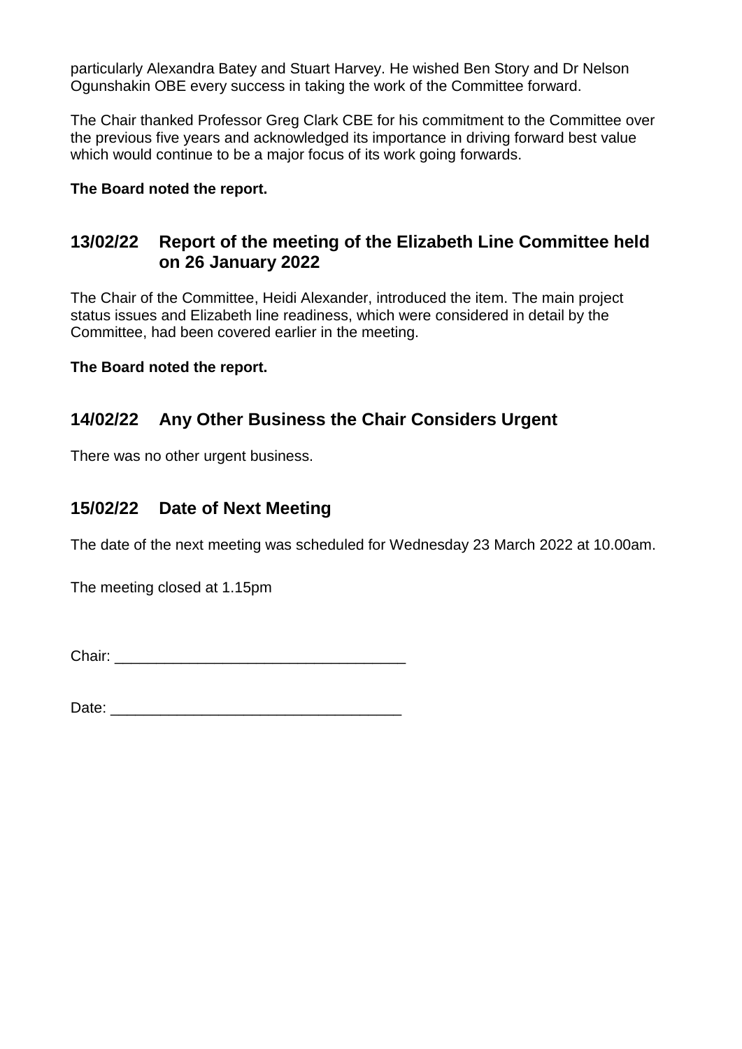particularly Alexandra Batey and Stuart Harvey. He wished Ben Story and Dr Nelson Ogunshakin OBE every success in taking the work of the Committee forward.

The Chair thanked Professor Greg Clark CBE for his commitment to the Committee over the previous five years and acknowledged its importance in driving forward best value which would continue to be a major focus of its work going forwards.

**The Board noted the report.**

## 13/02/22 Report of the meeting of the Elizabeth Line Committee held on 26 January 2022

The Chair of the Committee, Heidi Alexander, introduced the item. The main project status issues and Elizabeth line readiness, which were considered in detail by the Committee, had been covered earlier in the meeting.

**The Board noted the report.**

## 14/02/22 Any Other Business the Chair Considers Urgent

There was no other urgent business.

## 15/02/22 Date of Next Meeting

The date of the next meeting was scheduled for Wednesday 23 March 2022 at 10.00am.

The meeting closed at 1.15pm

Chair: ___________________________________

Date: ___________________________________